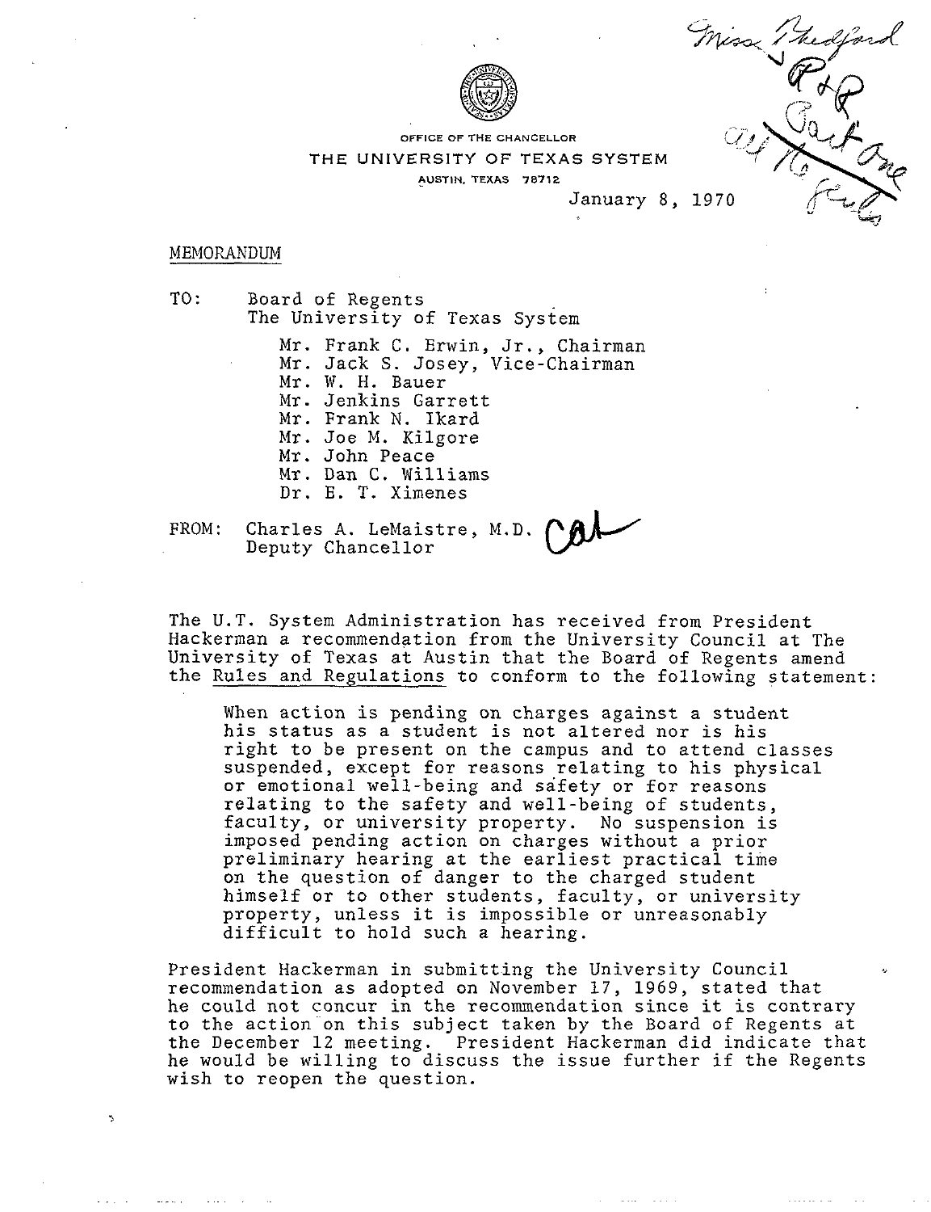OFFICE OF THE CHANCELLOR

THE UNIVERSITY OF TEXAS SYSTEM

AUSTIN, TEXAS 78712

January 8, 1970

MEMORANDUM

TO: Board of Regents
The University of Texas System

Mr. Frank C. Erwin, Jr., Chairman
Mr. Jack S. Josey, Vice-Chairman
Mr. W. H. Bauer
Mr. Jenkins Garrett
Mr. Frank N. Ikard
Mr. Joe M. Kilgore
Mr. John Peace
Mr. Dan C. Williams
Dr. E. T. Ximenes

FROM: Charles A. LeMaistre, M.D.
Deputy Chancellor

The U.T. System Administration has received from President Hackerman a recommendation from the University Council at The University of Texas at Austin that the Board of Regents amend the Rules and Regulations to conform to the following statement:

> When action is pending on charges against a student his status as a student is not altered nor is his right to be present on the campus and to attend classes suspended, except for reasons relating to his physical or emotional well-being and safety or for reasons relating to the safety and well-being of students, faculty, or university property. No suspension is imposed pending action on charges without a prior preliminary hearing at the earliest practical time on the question of danger to the charged student himself or to other students, faculty, or university property, unless it is impossible or unreasonably difficult to hold such a hearing.

President Hackerman in submitting the University Council recommendation as adopted on November 17, 1969, stated that he could not concur in the recommendation since it is contrary to the action on this subject taken by the Board of Regents at the December 12 meeting. President Hackerman did indicate that he would be willing to discuss the issue further if the Regents wish to reopen the question.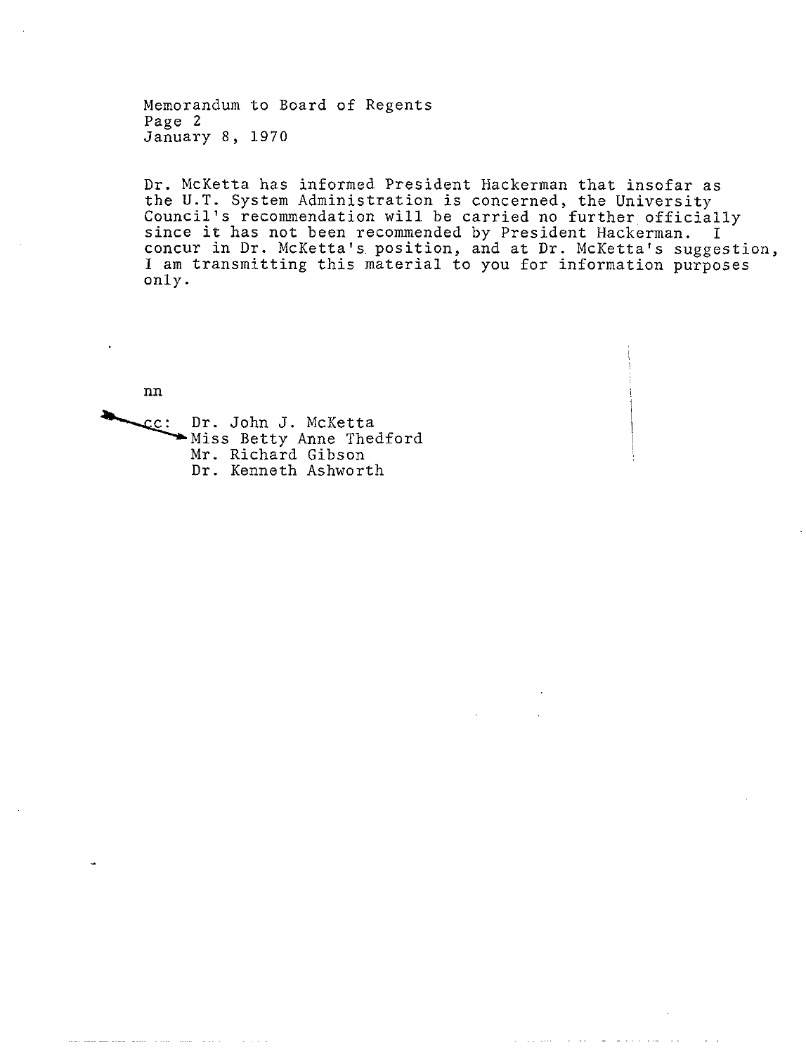Memorandum to Board of Regents
Page 2
January 8, 1970

Dr. McKetta has informed President Hackerman that insofar as the U.T. System Administration is concerned, the University Council's recommendation will be carried no further officially since it has not been recommended by President Hackerman. I concur in Dr. McKetta's position, and at Dr. McKetta's suggestion, I am transmitting this material to you for information purposes only.

nn

cc: Dr. John J. McKetta
Miss Betty Anne Thedford
Mr. Richard Gibson
Dr. Kenneth Ashworth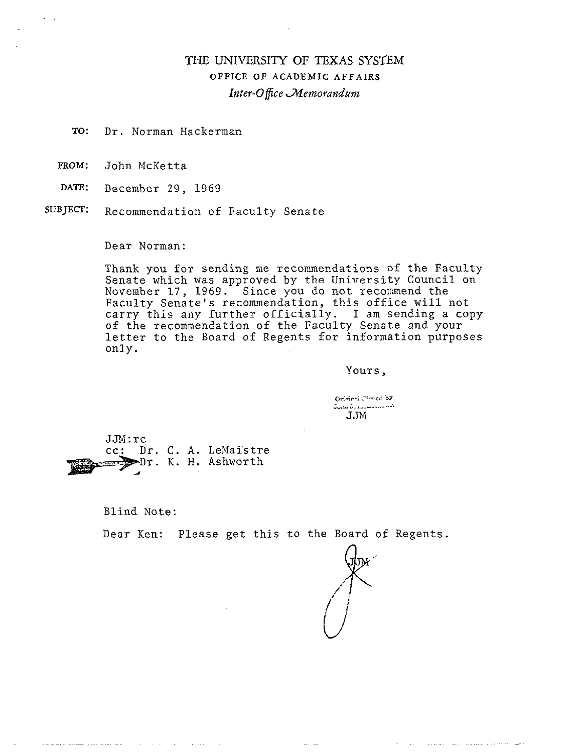# THE UNIVERSITY OF TEXAS SYSTEM

## OFFICE OF ACADEMIC AFFAIRS

*Inter-Office Memorandum*

**TO:** Dr. Norman Hackerman

**FROM:** John McKetta

**DATE:** December 29, 1969

**SUBJECT:** Recommendation of Faculty Senate

Dear Norman:

Thank you for sending me recommendations of the Faculty Senate which was approved by the University Council on November 17, 1969. Since you do not recommend the Faculty Senate's recommendation, this office will not carry this any further officially. I am sending a copy of the recommendation of the Faculty Senate and your letter to the Board of Regents for information purposes only.

Yours,

Original Signed by
JJM

JJM:rc
cc: Dr. C. A. LeMaistre
Dr. K. H. Ashworth

Blind Note:

Dear Ken: Please get this to the Board of Regents.

JJM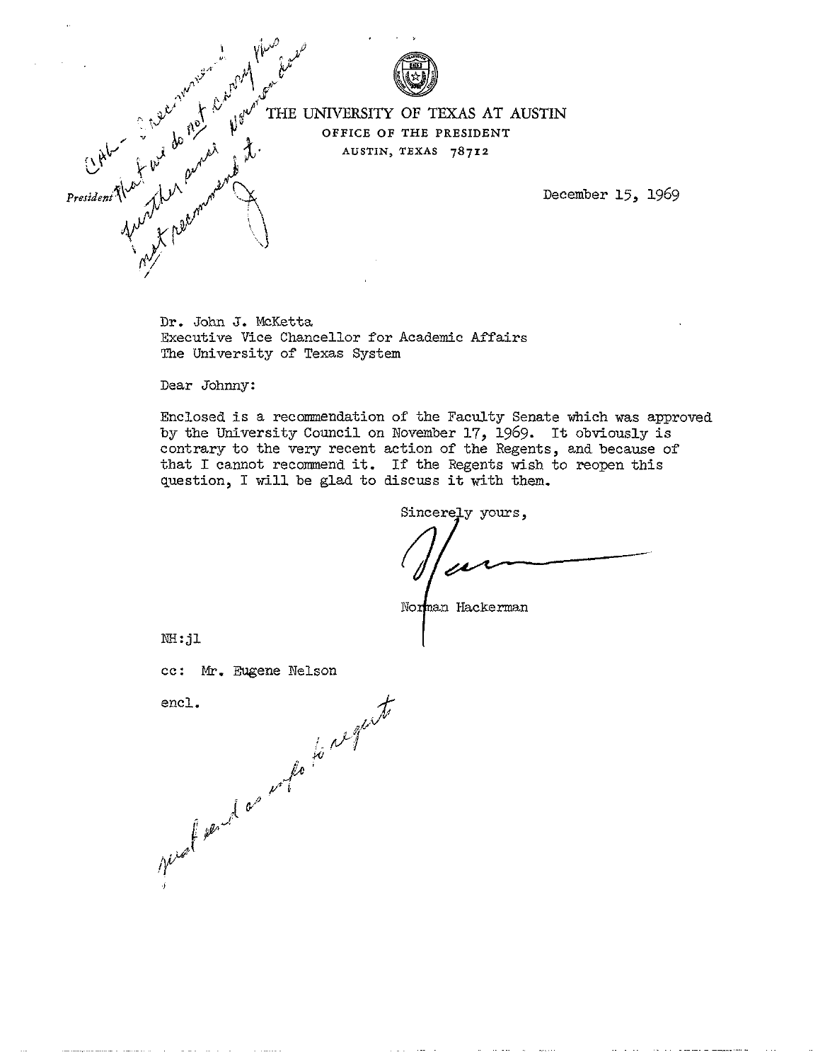CAH - I recommend that we do not carry this further since Norman does not recommend it.

President

# THE UNIVERSITY OF TEXAS AT AUSTIN

OFFICE OF THE PRESIDENT

AUSTIN, TEXAS 78712

December 15, 1969

Dr. John J. McKetta
Executive Vice Chancellor for Academic Affairs
The University of Texas System

Dear Johnny:

Enclosed is a recommendation of the Faculty Senate which was approved by the University Council on November 17, 1969. It obviously is contrary to the very recent action of the Regents, and because of that I cannot recommend it. If the Regents wish to reopen this question, I will be glad to discuss it with them.

Sincerely yours,

Norman Hackerman

NH:jl

cc: Mr. Eugene Nelson

encl.

just send as info to regents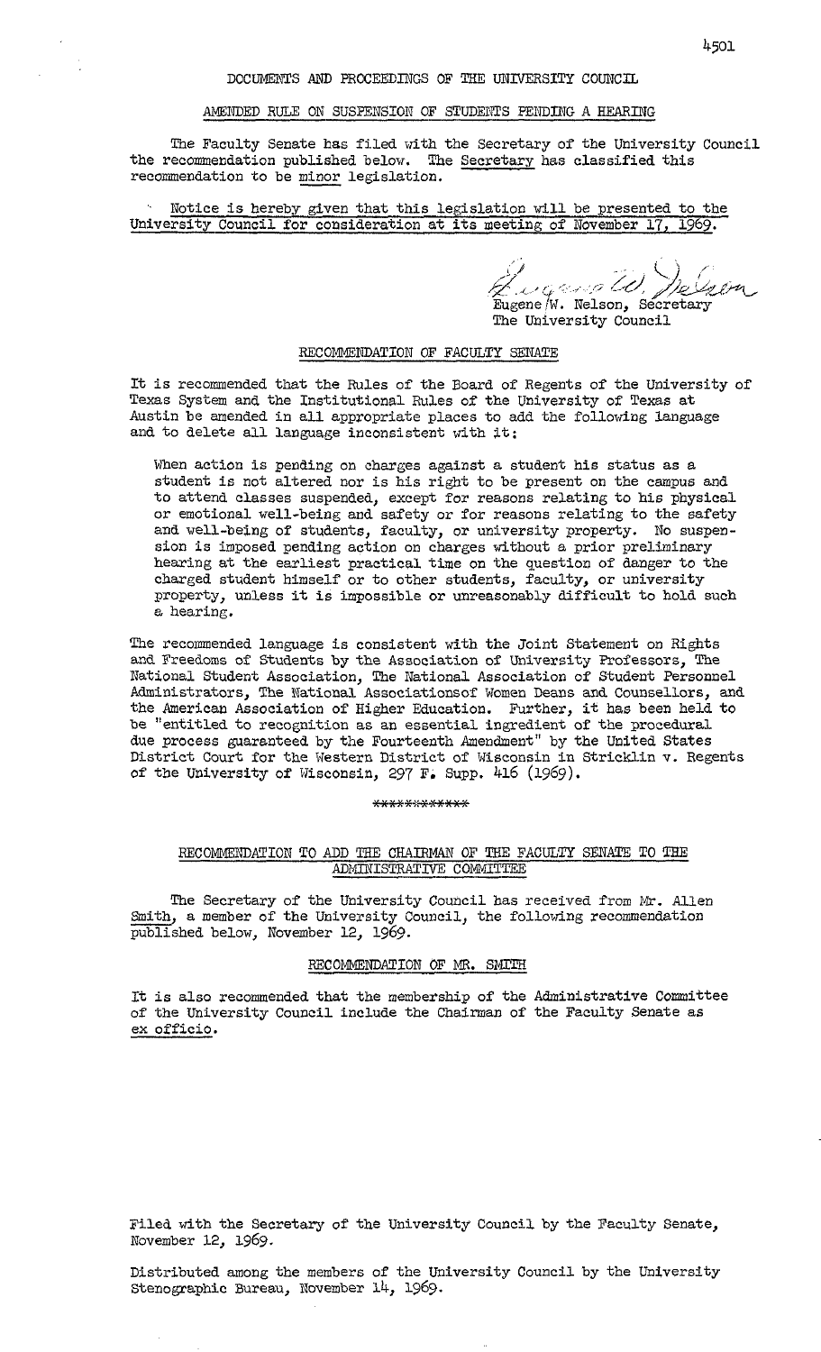DOCUMENTS AND PROCEEDINGS OF THE UNIVERSITY COUNCIL

## AMENDED RULE ON SUSPENSION OF STUDENTS PENDING A HEARING

The Faculty Senate has filed with the Secretary of the University Council the recommendation published below. The Secretary has classified this recommendation to be minor legislation.

Notice is hereby given that this legislation will be presented to the University Council for consideration at its meeting of November 17, 1969.

Eugene W. Nelson, Secretary
The University Council

### RECOMMENDATION OF FACULTY SENATE

It is recommended that the Rules of the Board of Regents of the University of Texas System and the Institutional Rules of the University of Texas at Austin be amended in all appropriate places to add the following language and to delete all language inconsistent with it:

> When action is pending on charges against a student his status as a student is not altered nor is his right to be present on the campus and to attend classes suspended, except for reasons relating to his physical or emotional well-being and safety or for reasons relating to the safety and well-being of students, faculty, or university property. No suspension is imposed pending action on charges without a prior preliminary hearing at the earliest practical time on the question of danger to the charged student himself or to other students, faculty, or university property, unless it is impossible or unreasonably difficult to hold such a hearing.

The recommended language is consistent with the Joint Statement on Rights and Freedoms of Students by the Association of University Professors, The National Student Association, The National Association of Student Personnel Administrators, The National Associationsof Women Deans and Counsellors, and the American Association of Higher Education. Further, it has been held to be "entitled to recognition as an essential ingredient of the procedural due process guaranteed by the Fourteenth Amendment" by the United States District Court for the Western District of Wisconsin in Stricklin v. Regents of the University of Wisconsin, 297 F. Supp. 416 (1969).

***********

## RECOMMENDATION TO ADD THE CHAIRMAN OF THE FACULTY SENATE TO THE ADMINISTRATIVE COMMITTEE

The Secretary of the University Council has received from Mr. Allen Smith, a member of the University Council, the following recommendation published below, November 12, 1969.

### RECOMMENDATION OF MR. SMITH

It is also recommended that the membership of the Administrative Committee of the University Council include the Chairman of the Faculty Senate as ex officio.

Filed with the Secretary of the University Council by the Faculty Senate, November 12, 1969.

Distributed among the members of the University Council by the University Stenographic Bureau, November 14, 1969.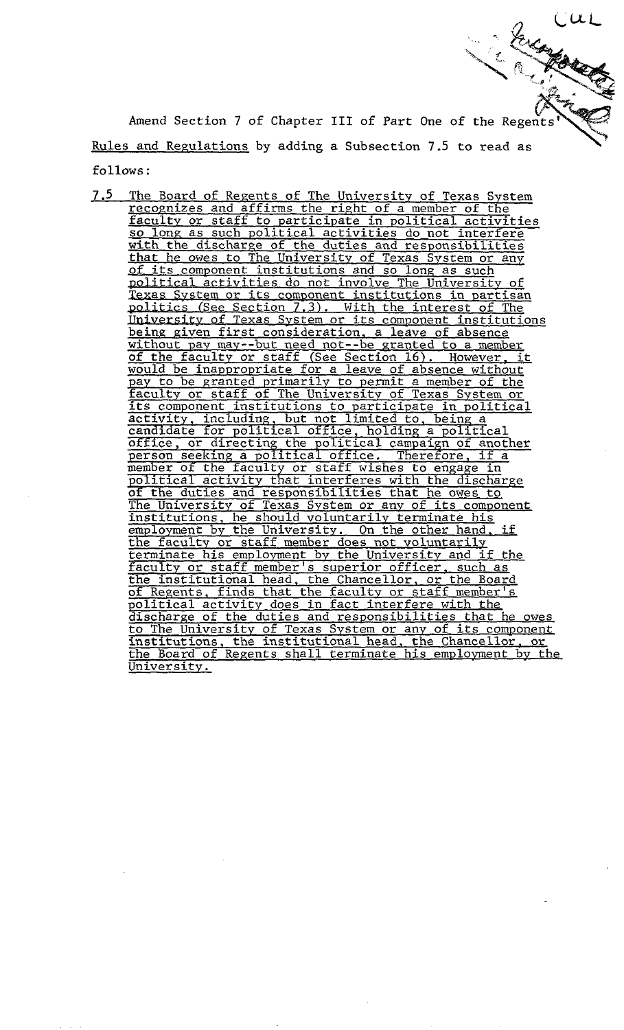Amend Section 7 of Chapter III of Part One of the Regents' Rules and Regulations by adding a Subsection 7.5 to read as follows:

7.5 The Board of Regents of The University of Texas System recognizes and affirms the right of a member of the faculty or staff to participate in political activities so long as such political activities do not interfere with the discharge of the duties and responsibilities that he owes to The University of Texas System or any of its component institutions and so long as such political activities do not involve The University of Texas System or its component institutions in partisan politics (See Section 7.3). With the interest of The University of Texas System or its component institutions being given first consideration, a leave of absence without pay may--but need not--be granted to a member of the faculty or staff (See Section 16). However, it would be inappropriate for a leave of absence without pay to be granted primarily to permit a member of the faculty or staff of The University of Texas System or its component institutions to participate in political activity, including, but not limited to, being a candidate for political office, holding a political office, or directing the political campaign of another person seeking a political office. Therefore, if a member of the faculty or staff wishes to engage in political activity that interferes with the discharge of the duties and responsibilities that he owes to The University of Texas System or any of its component institutions, he should voluntarily terminate his employment by the University. On the other hand, if the faculty or staff member does not voluntarily terminate his employment by the University and if the faculty or staff member's superior officer, such as the institutional head, the Chancellor, or the Board of Regents, finds that the faculty or staff member's political activity does in fact interfere with the discharge of the duties and responsibilities that he owes to The University of Texas System or any of its component institutions, the institutional head, the Chancellor, or the Board of Regents shall terminate his employment by the University.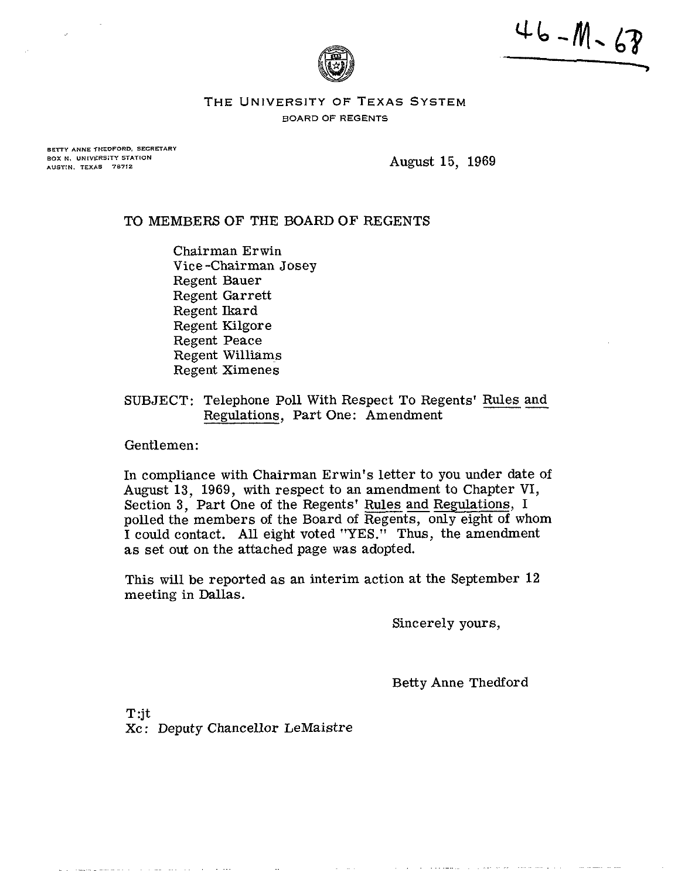46-M-68

THE UNIVERSITY OF TEXAS SYSTEM

BOARD OF REGENTS

BETTY ANNE THEDFORD, SECRETARY
BOX N, UNIVERSITY STATION
AUSTIN, TEXAS 78712

August 15, 1969

TO MEMBERS OF THE BOARD OF REGENTS

Chairman Erwin
Vice-Chairman Josey
Regent Bauer
Regent Garrett
Regent Ikard
Regent Kilgore
Regent Peace
Regent Williams
Regent Ximenes

SUBJECT: Telephone Poll With Respect To Regents' Rules and Regulations, Part One: Amendment

Gentlemen:

In compliance with Chairman Erwin's letter to you under date of August 13, 1969, with respect to an amendment to Chapter VI, Section 3, Part One of the Regents' Rules and Regulations, I polled the members of the Board of Regents, only eight of whom I could contact. All eight voted "YES." Thus, the amendment as set out on the attached page was adopted.

This will be reported as an interim action at the September 12 meeting in Dallas.

Sincerely yours,

Betty Anne Thedford

T:jt
Xc: Deputy Chancellor LeMaistre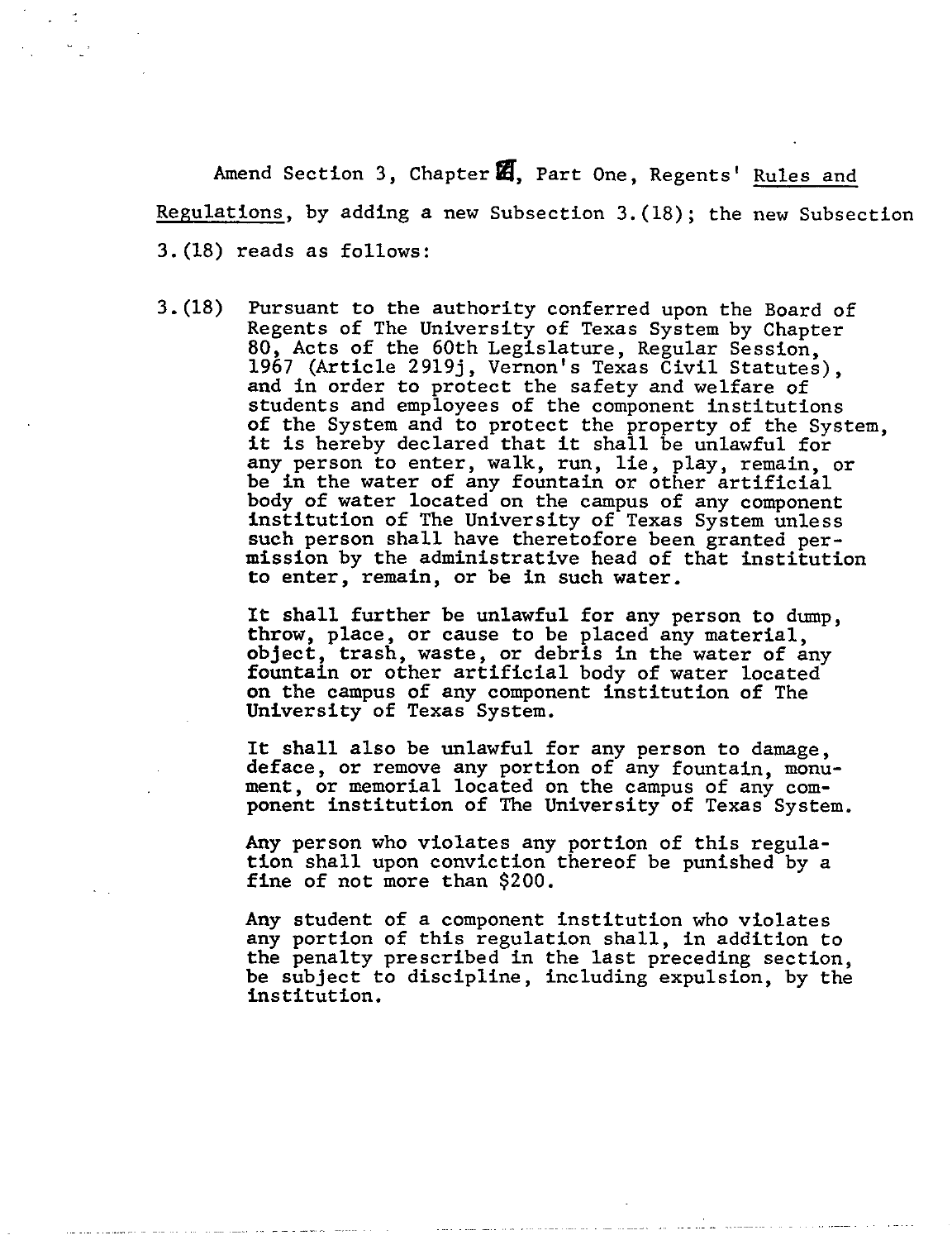Amend Section 3, Chapter VI, Part One, Regents' <u>Rules and Regulations</u>, by adding a new Subsection 3.(18); the new Subsection 3.(18) reads as follows:

3.(18) Pursuant to the authority conferred upon the Board of Regents of The University of Texas System by Chapter 80, Acts of the 60th Legislature, Regular Session, 1967 (Article 2919j, Vernon's Texas Civil Statutes), and in order to protect the safety and welfare of students and employees of the component institutions of the System and to protect the property of the System, it is hereby declared that it shall be unlawful for any person to enter, walk, run, lie, play, remain, or be in the water of any fountain or other artificial body of water located on the campus of any component institution of The University of Texas System unless such person shall have theretofore been granted permission by the administrative head of that institution to enter, remain, or be in such water.

It shall further be unlawful for any person to dump, throw, place, or cause to be placed any material, object, trash, waste, or debris in the water of any fountain or other artificial body of water located on the campus of any component institution of The University of Texas System.

It shall also be unlawful for any person to damage, deface, or remove any portion of any fountain, monument, or memorial located on the campus of any component institution of The University of Texas System.

Any person who violates any portion of this regulation shall upon conviction thereof be punished by a fine of not more than $200.

Any student of a component institution who violates any portion of this regulation shall, in addition to the penalty prescribed in the last preceding section, be subject to discipline, including expulsion, by the institution.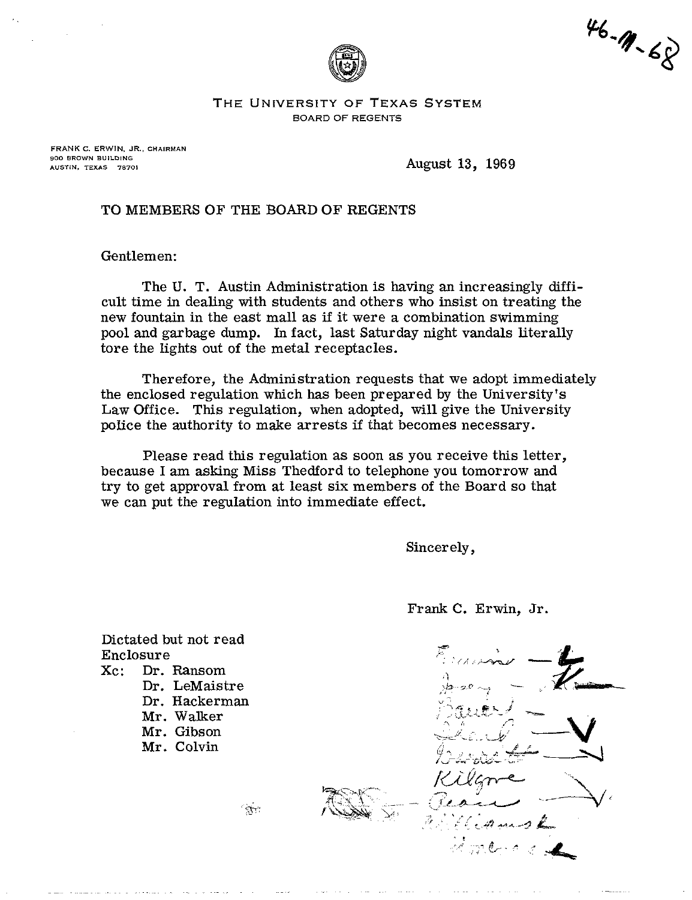46-11-68

THE UNIVERSITY OF TEXAS SYSTEM
BOARD OF REGENTS

FRANK C. ERWIN, JR., CHAIRMAN
900 BROWN BUILDING
AUSTIN, TEXAS 78701

August 13, 1969

TO MEMBERS OF THE BOARD OF REGENTS

Gentlemen:

The U. T. Austin Administration is having an increasingly difficult time in dealing with students and others who insist on treating the new fountain in the east mall as if it were a combination swimming pool and garbage dump. In fact, last Saturday night vandals literally tore the lights out of the metal receptacles.

Therefore, the Administration requests that we adopt immediately the enclosed regulation which has been prepared by the University's Law Office. This regulation, when adopted, will give the University police the authority to make arrests if that becomes necessary.

Please read this regulation as soon as you receive this letter, because I am asking Miss Thedford to telephone you tomorrow and try to get approval from at least six members of the Board so that we can put the regulation into immediate effect.

Sincerely,

Frank C. Erwin, Jr.

Dictated but not read
Enclosure
Xc: Dr. Ransom
Dr. LeMaistre
Dr. Hackerman
Mr. Walker
Mr. Gibson
Mr. Colvin

Erwin —
Ikard —
Bauer —
Clark —
Brazelton —
Kilgore
Olan —
Williams —
Womack —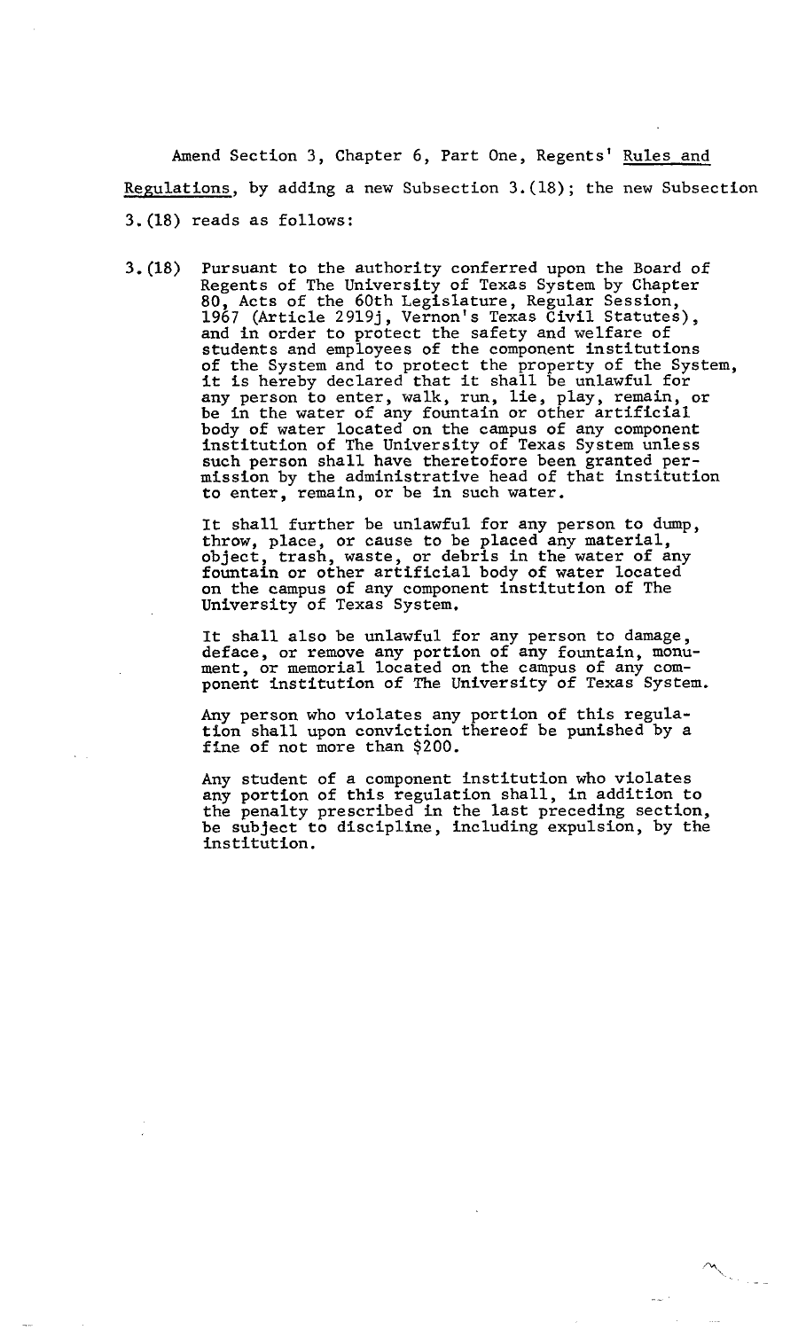Amend Section 3, Chapter 6, Part One, Regents' _Rules and Regulations_, by adding a new Subsection 3.(18); the new Subsection 3.(18) reads as follows:

3.(18) Pursuant to the authority conferred upon the Board of Regents of The University of Texas System by Chapter 80, Acts of the 60th Legislature, Regular Session, 1967 (Article 2919j, Vernon's Texas Civil Statutes), and in order to protect the safety and welfare of students and employees of the component institutions of the System and to protect the property of the System, it is hereby declared that it shall be unlawful for any person to enter, walk, run, lie, play, remain, or be in the water of any fountain or other artificial body of water located on the campus of any component institution of The University of Texas System unless such person shall have theretofore been granted permission by the administrative head of that institution to enter, remain, or be in such water.

It shall further be unlawful for any person to dump, throw, place, or cause to be placed any material, object, trash, waste, or debris in the water of any fountain or other artificial body of water located on the campus of any component institution of The University of Texas System.

It shall also be unlawful for any person to damage, deface, or remove any portion of any fountain, monument, or memorial located on the campus of any component institution of The University of Texas System.

Any person who violates any portion of this regulation shall upon conviction thereof be punished by a fine of not more than $200.

Any student of a component institution who violates any portion of this regulation shall, in addition to the penalty prescribed in the last preceding section, be subject to discipline, including expulsion, by the institution.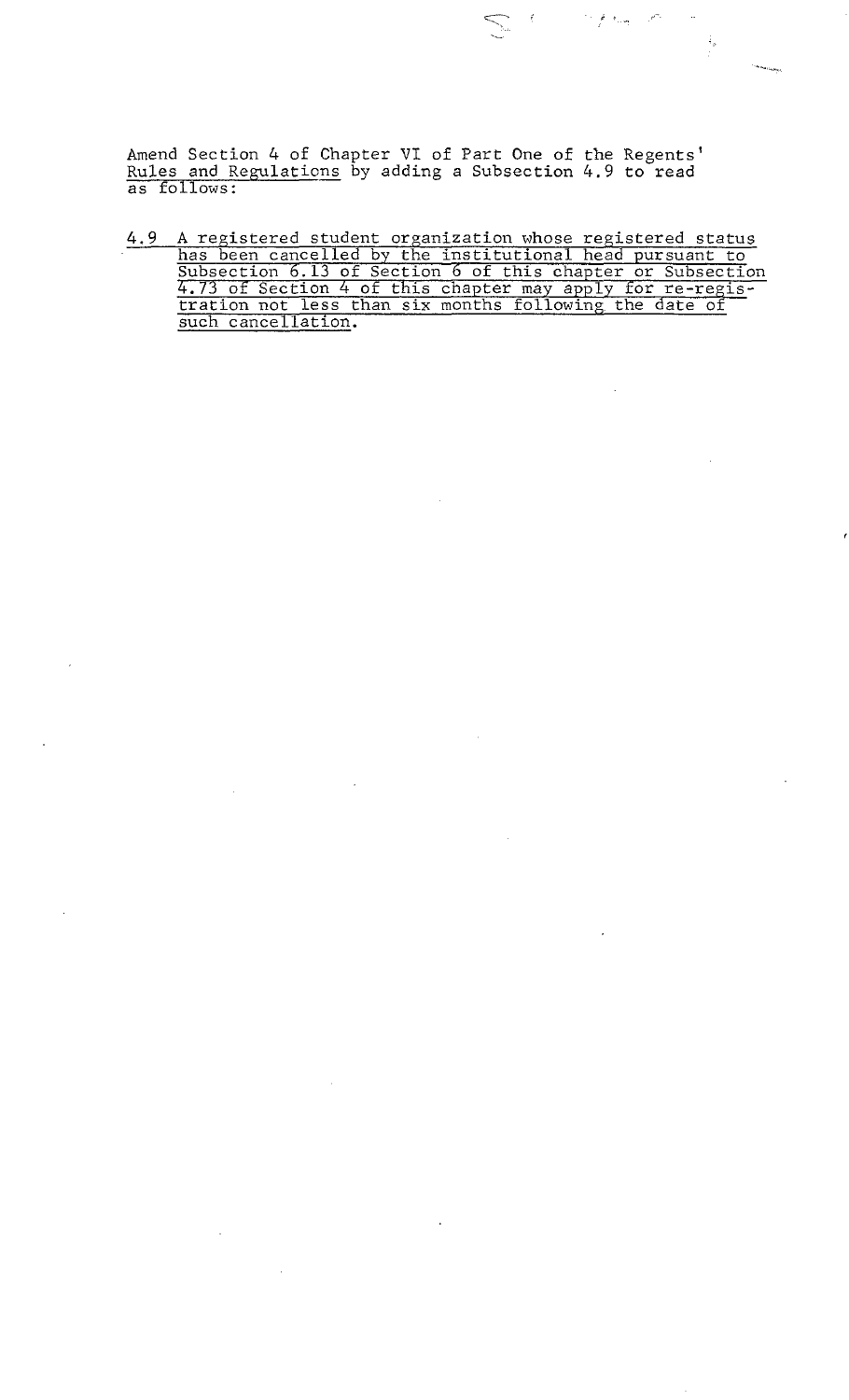Amend Section 4 of Chapter VI of Part One of the Regents' Rules and Regulations by adding a Subsection 4.9 to read as follows:

4.9 A registered student organization whose registered status has been cancelled by the institutional head pursuant to Subsection 6.13 of Section 6 of this chapter or Subsection 4.73 of Section 4 of this chapter may apply for re-registration not less than six months following the date of such cancellation.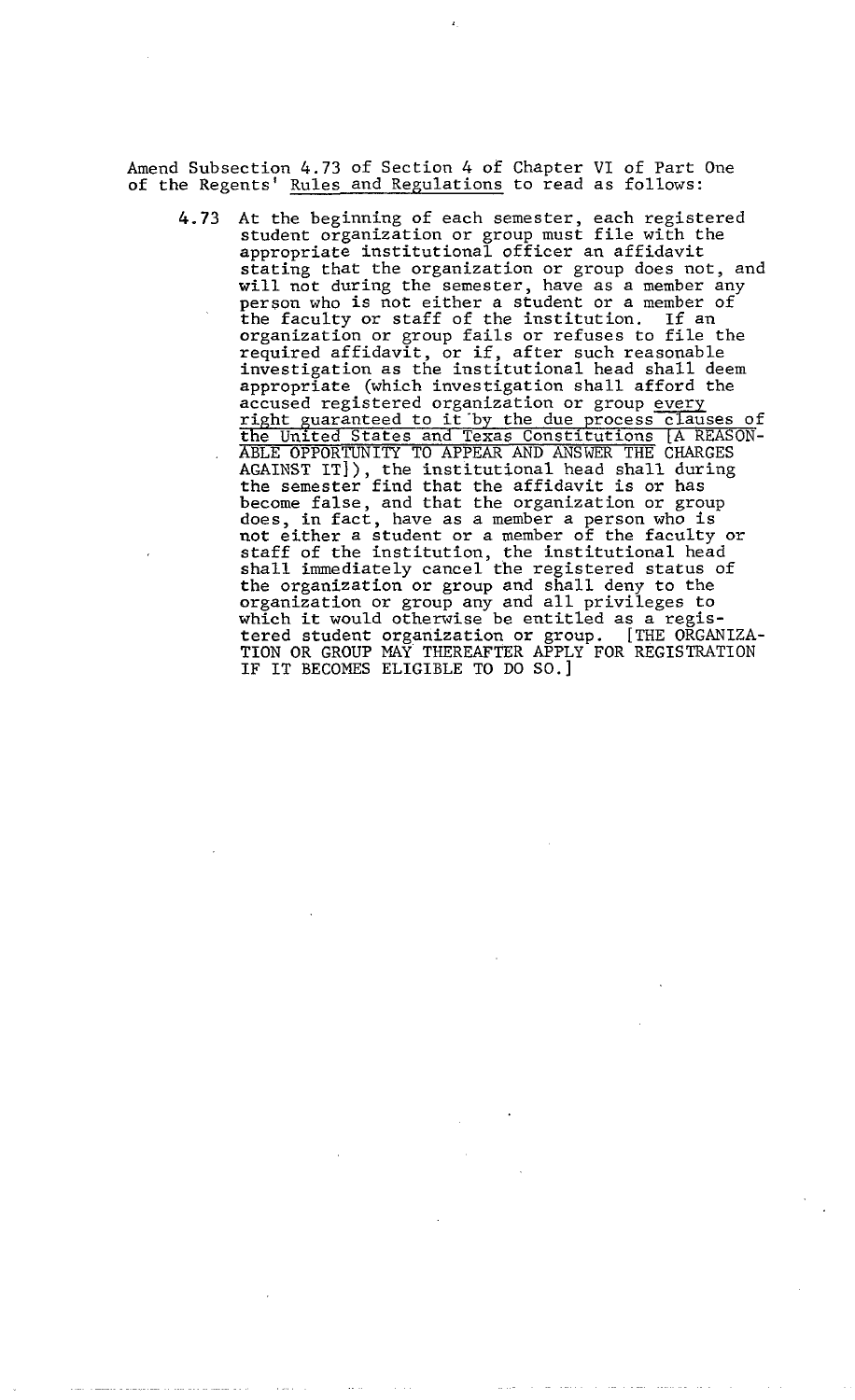Amend Subsection 4.73 of Section 4 of Chapter VI of Part One of the Regents' Rules and Regulations to read as follows:

4.73 At the beginning of each semester, each registered student organization or group must file with the appropriate institutional officer an affidavit stating that the organization or group does not, and will not during the semester, have as a member any person who is not either a student or a member of the faculty or staff of the institution. If an organization or group fails or refuses to file the required affidavit, or if, after such reasonable investigation as the institutional head shall deem appropriate (which investigation shall afford the accused registered organization or group <u>every right guaranteed to it by the due process clauses of the United States and Texas Constitutions</u> [A REASONABLE OPPORTUNITY TO APPEAR AND ANSWER THE CHARGES AGAINST IT]), the institutional head shall during the semester find that the affidavit is or has become false, and that the organization or group does, in fact, have as a member a person who is not either a student or a member of the faculty or staff of the institution, the institutional head shall immediately cancel the registered status of the organization or group and shall deny to the organization or group any and all privileges to which it would otherwise be entitled as a registered student organization or group. [THE ORGANIZATION OR GROUP MAY THEREAFTER APPLY FOR REGISTRATION IF IT BECOMES ELIGIBLE TO DO SO.]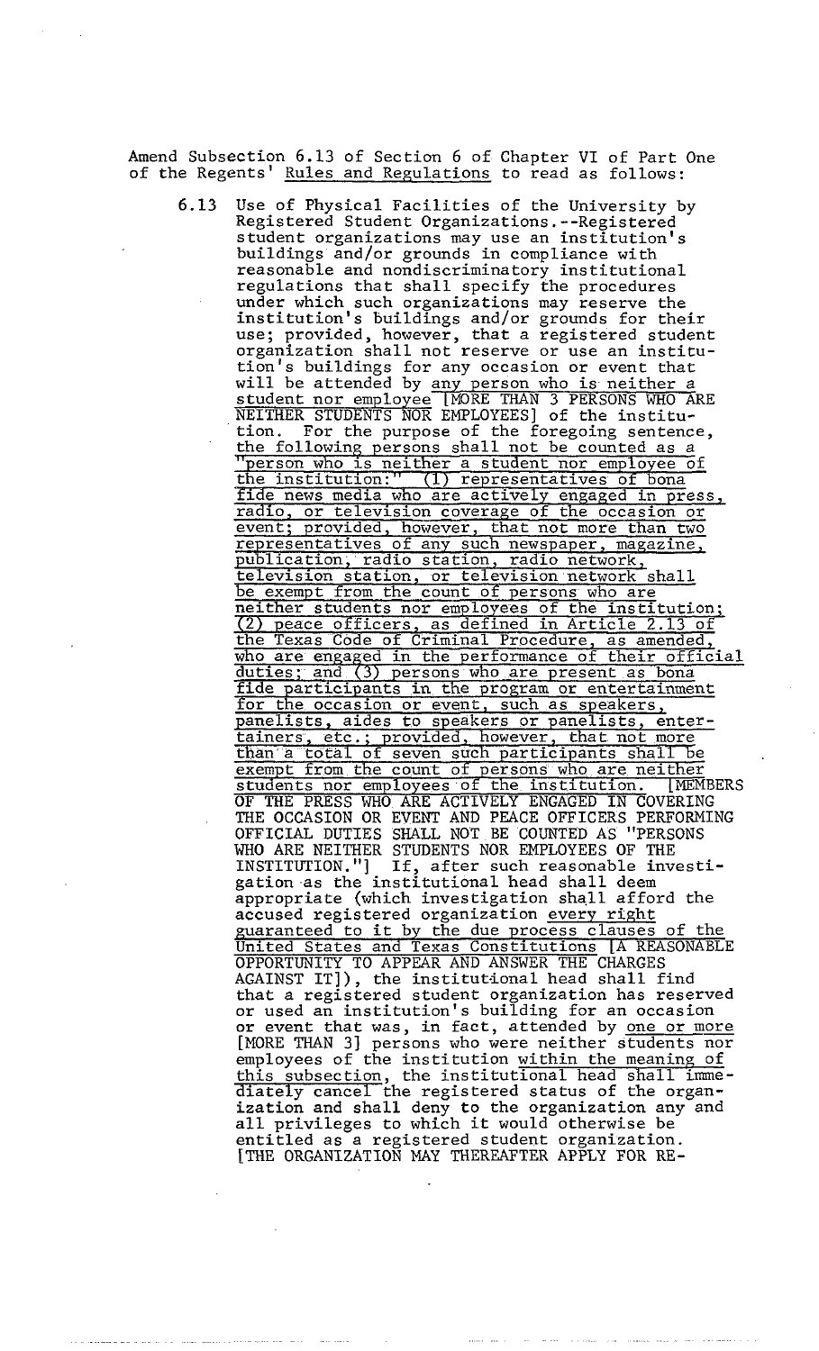Amend Subsection 6.13 of Section 6 of Chapter VI of Part One of the Regents' *Rules and Regulations* to read as follows:

6.13 Use of Physical Facilities of the University by Registered Student Organizations.--Registered student organizations may use an institution's buildings and/or grounds in compliance with reasonable and nondiscriminatory institutional regulations that shall specify the procedures under which such organizations may reserve the institution's buildings and/or grounds for their use; provided, however, that a registered student organization shall not reserve or use an institution's buildings for any occasion or event that will be attended by <u>any person who is neither a student nor employee</u> [MORE THAN 3 PERSONS WHO ARE NEITHER STUDENTS NOR EMPLOYEES] of the institution. <u>For the purpose of the foregoing sentence, the following persons shall not be counted as a "person who is neither a student nor employee of the institution:" (1) representatives of bona fide news media who are actively engaged in press, radio, or television coverage of the occasion or event; provided, however, that not more than two representatives of any such newspaper, magazine, publication, radio station, radio network, television station, or television network shall be exempt from the count of persons who are neither students nor employees of the institution; (2) peace officers, as defined in Article 2.13 of the Texas Code of Criminal Procedure, as amended, who are engaged in the performance of their official duties; and (3) persons who are present as bona fide participants in the program or entertainment for the occasion or event, such as speakers, panelists, aides to speakers or panelists, entertainers, etc.; provided, however, that not more than a total of seven such participants shall be exempt from the count of persons who are neither students nor employees of the institution.</u> [MEMBERS OF THE PRESS WHO ARE ACTIVELY ENGAGED IN COVERING THE OCCASION OR EVENT AND PEACE OFFICERS PERFORMING OFFICIAL DUTIES SHALL NOT BE COUNTED AS "PERSONS WHO ARE NEITHER STUDENTS NOR EMPLOYEES OF THE INSTITUTION."] If, after such reasonable investigation as the institutional head shall deem appropriate (which investigation shall afford the accused registered organization <u>every right guaranteed to it by the due process clauses of the United States and Texas Constitutions</u> [A REASONABLE OPPORTUNITY TO APPEAR AND ANSWER THE CHARGES AGAINST IT]), the institutional head shall find that a registered student organization has reserved or used an institution's building for an occasion or event that was, in fact, attended by <u>one or more</u> [MORE THAN 3] persons who were neither students nor employees of the institution <u>within the meaning of this subsection</u>, the institutional head shall immediately cancel the registered status of the organization and shall deny to the organization any and all privileges to which it would otherwise be entitled as a registered student organization. [THE ORGANIZATION MAY THEREAFTER APPLY FOR RE-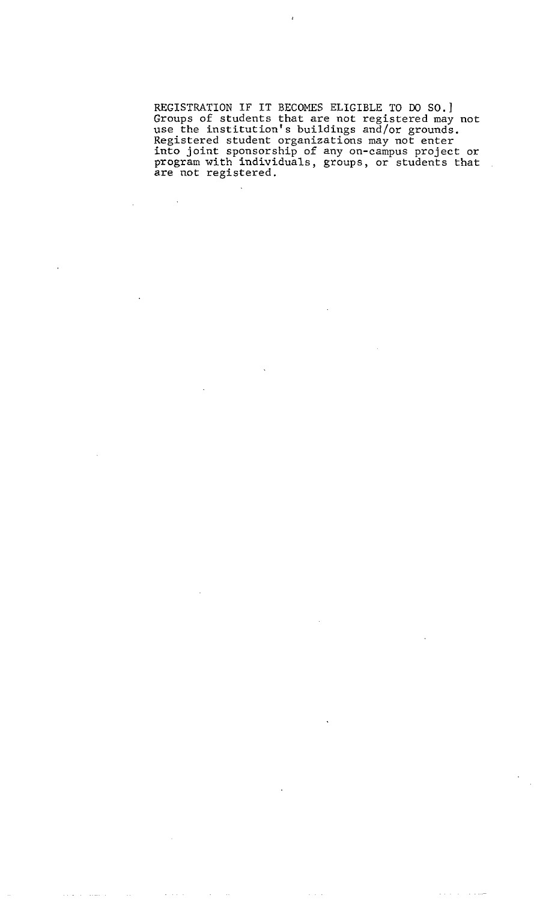REGISTRATION IF IT BECOMES ELIGIBLE TO DO SO.]
Groups of students that are not registered may not use the institution's buildings and/or grounds. Registered student organizations may not enter into joint sponsorship of any on-campus project or program with individuals, groups, or students that are not registered.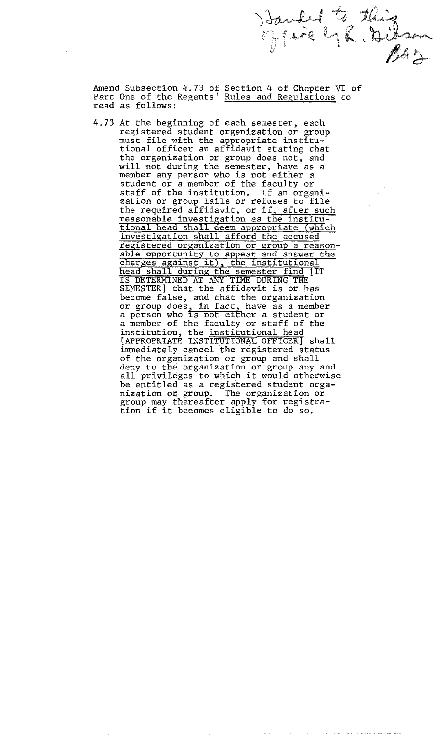Handed to this office by R. Gibson BAS

Amend Subsection 4.73 of Section 4 of Chapter VI of Part One of the Regents' Rules and Regulations to read as follows:

4.73 At the beginning of each semester, each registered student organization or group must file with the appropriate institutional officer an affidavit stating that the organization or group does not, and will not during the semester, have as a member any person who is not either a student or a member of the faculty or staff of the institution. If an organization or group fails or refuses to file the required affidavit, or if, after such reasonable investigation as the institutional head shall deem appropriate (which investigation shall afford the accused registered organization or group a reasonable opportunity to appear and answer the charges against it), the institutional head shall during the semester find [IT IS DETERMINED AT ANY TIME DURING THE SEMESTER] that the affidavit is or has become false, and that the organization or group does, in fact, have as a member a person who is not either a student or a member of the faculty or staff of the institution, the institutional head [APPROPRIATE INSTITUTIONAL OFFICER] shall immediately cancel the registered status of the organization or group and shall deny to the organization or group any and all privileges to which it would otherwise be entitled as a registered student organization or group. The organization or group may thereafter apply for registration if it becomes eligible to do so.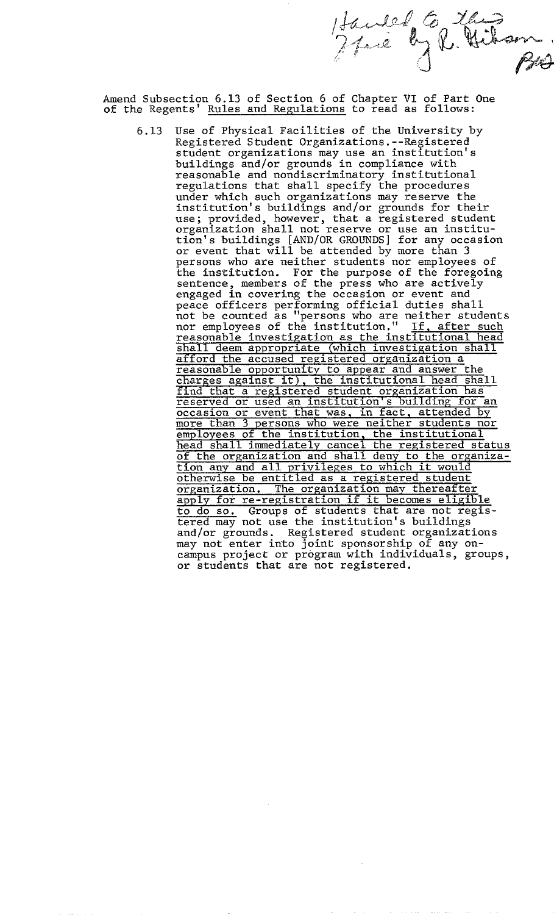Handed to this office by R. Gibson. BHO

Amend Subsection 6.13 of Section 6 of Chapter VI of Part One of the Regents' Rules and Regulations to read as follows:

6.13 Use of Physical Facilities of the University by Registered Student Organizations.--Registered student organizations may use an institution's buildings and/or grounds in compliance with reasonable and nondiscriminatory institutional regulations that shall specify the procedures under which such organizations may reserve the institution's buildings and/or grounds for their use; provided, however, that a registered student organization shall not reserve or use an institution's buildings [AND/OR GROUNDS] for any occasion or event that will be attended by more than 3 persons who are neither students nor employees of the institution. For the purpose of the foregoing sentence, members of the press who are actively engaged in covering the occasion or event and peace officers performing official duties shall not be counted as "persons who are neither students nor employees of the institution." <u>If, after such reasonable investigation as the institutional head shall deem appropriate (which investigation shall afford the accused registered organization a reasonable opportunity to appear and answer the charges against it), the institutional head shall find that a registered student organization has reserved or used an institution's building for an occasion or event that was, in fact, attended by more than 3 persons who were neither students nor employees of the institution, the institutional head shall immediately cancel the registered status of the organization and shall deny to the organization any and all privileges to which it would otherwise be entitled as a registered student organization. The organization may thereafter apply for re-registration if it becomes eligible to do so.</u> Groups of students that are not registered may not use the institution's buildings and/or grounds. Registered student organizations may not enter into joint sponsorship of any on-campus project or program with individuals, groups, or students that are not registered.